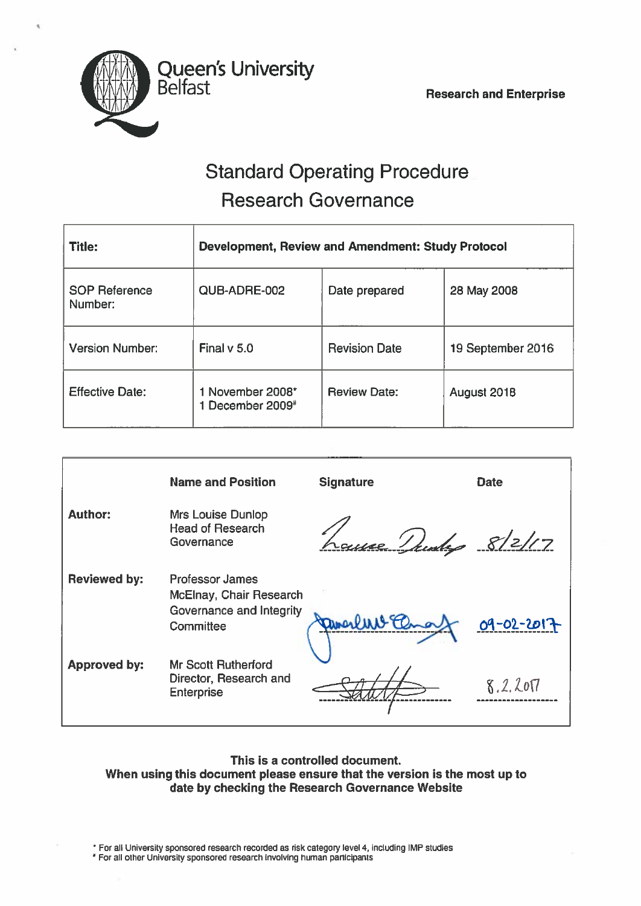Queen's University Belfast

**Research and Enterprise**

# Standard Operating Procedure
# Research Governance

| | | | |
|---|---|---|---|
| **Title:** | **Development, Review and Amendment: Study Protocol** | | |
| SOP Reference Number: | QUB-ADRE-002 | Date prepared | 28 May 2008 |
| Version Number: | Final v 5.0 | Revision Date | 19 September 2016 |
| Effective Date: | 1 November 2008* <br> 1 December 2009# | Review Date: | August 2018 |

| | **Name and Position** | **Signature** | **Date** |
|---|---|---|---|
| **Author:** | Mrs Louise Dunlop Head of Research Governance | Louise Dunlop | 8/2/17 |
| **Reviewed by:** | Professor James McElnay, Chair Research Governance and Integrity Committee | James McElnay | 09-02-2017 |
| **Approved by:** | Mr Scott Rutherford Director, Research and Enterprise | [signature] | 8.2.2017 |

**This is a controlled document.**
**When using this document please ensure that the version is the most up to date by checking the Research Governance Website**

\* For all University sponsored research recorded as risk category level 4, including IMP studies
\# For all other University sponsored research involving human participants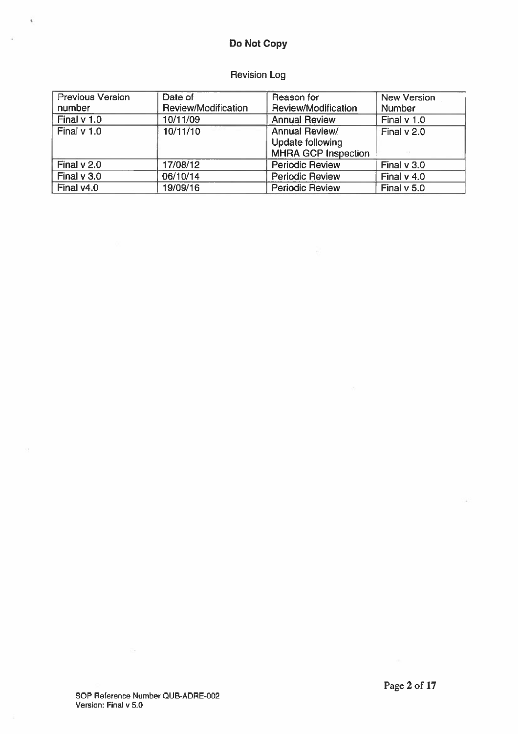**Do Not Copy**

Revision Log

| Previous Version number | Date of Review/Modification | Reason for Review/Modification | New Version Number |
|---|---|---|---|
| Final v 1.0 | 10/11/09 | Annual Review | Final v 1.0 |
| Final v 1.0 | 10/11/10 | Annual Review/ Update following MHRA GCP Inspection | Final v 2.0 |
| Final v 2.0 | 17/08/12 | Periodic Review | Final v 3.0 |
| Final v 3.0 | 06/10/14 | Periodic Review | Final v 4.0 |
| Final v4.0 | 19/09/16 | Periodic Review | Final v 5.0 |

SOP Reference Number QUB-ADRE-002
Version: Final v 5.0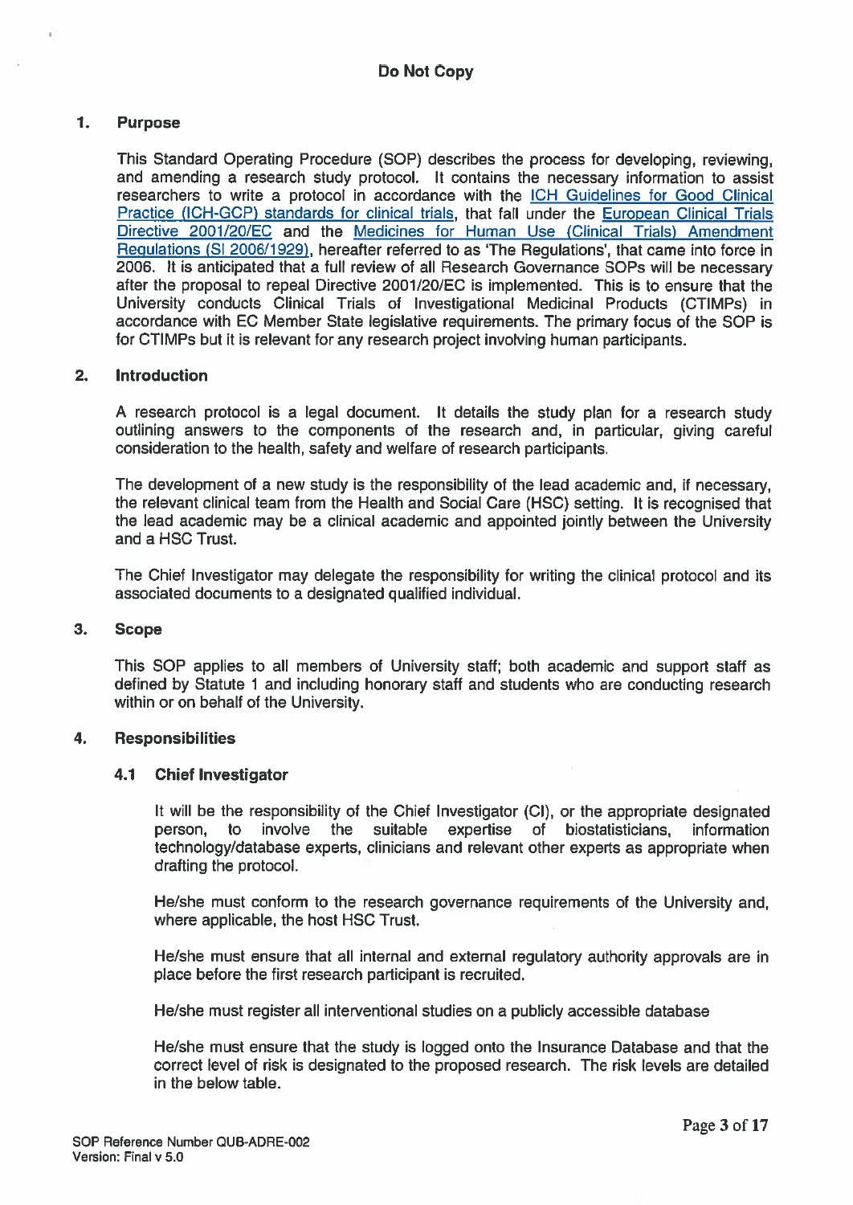Do Not Copy

## 1. Purpose

This Standard Operating Procedure (SOP) describes the process for developing, reviewing, and amending a research study protocol. It contains the necessary information to assist researchers to write a protocol in accordance with the ICH Guidelines for Good Clinical Practice (ICH-GCP) standards for clinical trials, that fall under the European Clinical Trials Directive 2001/20/EC and the Medicines for Human Use (Clinical Trials) Amendment Regulations (SI 2006/1929), hereafter referred to as 'The Regulations', that came into force in 2006. It is anticipated that a full review of all Research Governance SOPs will be necessary after the proposal to repeal Directive 2001/20/EC is implemented. This is to ensure that the University conducts Clinical Trials of Investigational Medicinal Products (CTIMPs) in accordance with EC Member State legislative requirements. The primary focus of the SOP is for CTIMPs but it is relevant for any research project involving human participants.

## 2. Introduction

A research protocol is a legal document. It details the study plan for a research study outlining answers to the components of the research and, in particular, giving careful consideration to the health, safety and welfare of research participants.

The development of a new study is the responsibility of the lead academic and, if necessary, the relevant clinical team from the Health and Social Care (HSC) setting. It is recognised that the lead academic may be a clinical academic and appointed jointly between the University and a HSC Trust.

The Chief Investigator may delegate the responsibility for writing the clinical protocol and its associated documents to a designated qualified individual.

## 3. Scope

This SOP applies to all members of University staff; both academic and support staff as defined by Statute 1 and including honorary staff and students who are conducting research within or on behalf of the University.

## 4. Responsibilities

### 4.1 Chief Investigator

It will be the responsibility of the Chief Investigator (CI), or the appropriate designated person, to involve the suitable expertise of biostatisticians, information technology/database experts, clinicians and relevant other experts as appropriate when drafting the protocol.

He/she must conform to the research governance requirements of the University and, where applicable, the host HSC Trust.

He/she must ensure that all internal and external regulatory authority approvals are in place before the first research participant is recruited.

He/she must register all interventional studies on a publicly accessible database

He/she must ensure that the study is logged onto the Insurance Database and that the correct level of risk is designated to the proposed research. The risk levels are detailed in the below table.

SOP Reference Number QUB-ADRE-002
Version: Final v 5.0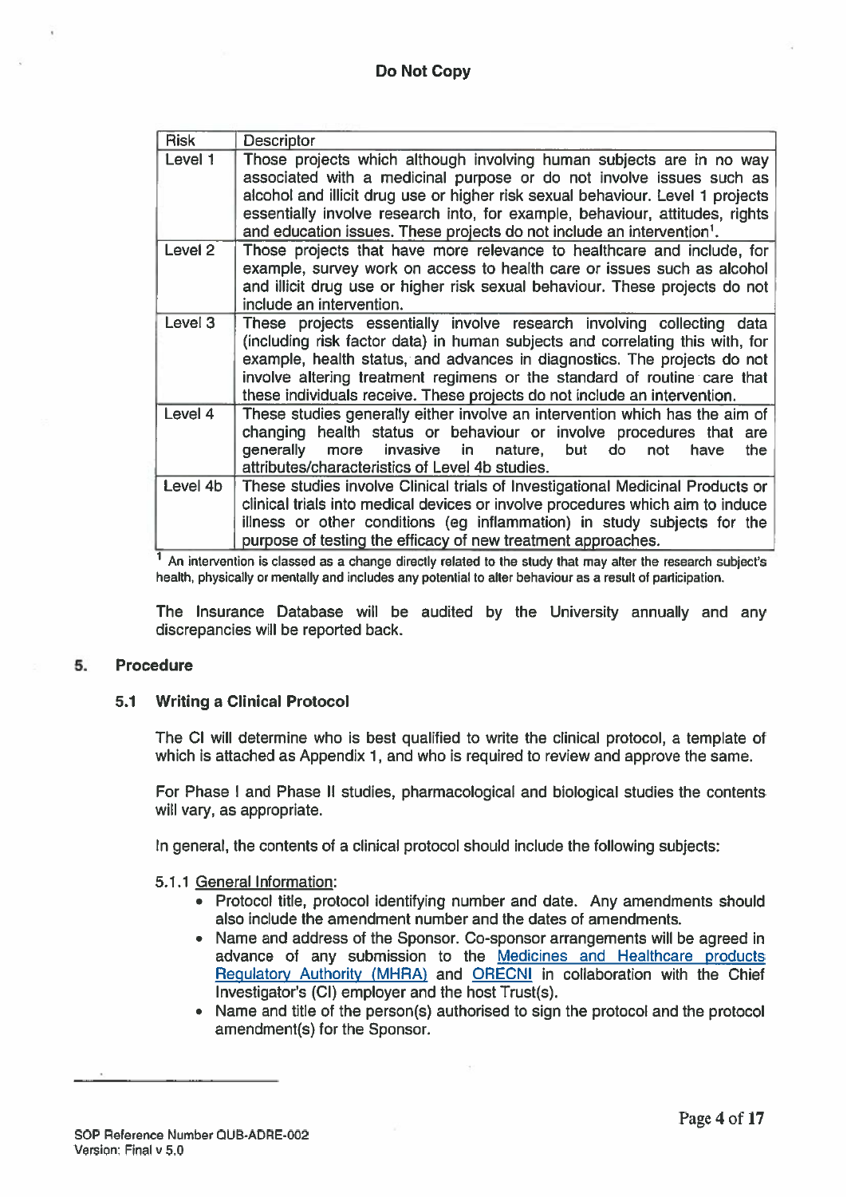| Risk | Descriptor |
|---|---|
| Level 1 | Those projects which although involving human subjects are in no way associated with a medicinal purpose or do not involve issues such as alcohol and illicit drug use or higher risk sexual behaviour. Level 1 projects essentially involve research into, for example, behaviour, attitudes, rights and education issues. These projects do not include an intervention[1]. |
| Level 2 | Those projects that have more relevance to healthcare and include, for example, survey work on access to health care or issues such as alcohol and illicit drug use or higher risk sexual behaviour. These projects do not include an intervention. |
| Level 3 | These projects essentially involve research involving collecting data (including risk factor data) in human subjects and correlating this with, for example, health status, and advances in diagnostics. The projects do not involve altering treatment regimens or the standard of routine care that these individuals receive. These projects do not include an intervention. |
| Level 4 | These studies generally either involve an intervention which has the aim of changing health status or behaviour or involve procedures that are generally more invasive in nature, but do not have the attributes/characteristics of Level 4b studies. |
| Level 4b | These studies involve Clinical trials of Investigational Medicinal Products or clinical trials into medical devices or involve procedures which aim to induce illness or other conditions (eg inflammation) in study subjects for the purpose of testing the efficacy of new treatment approaches. |

[1] An intervention is classed as a change directly related to the study that may alter the research subject's health, physically or mentally and includes any potential to alter behaviour as a result of participation.

The Insurance Database will be audited by the University annually and any discrepancies will be reported back.

## 5. Procedure

### 5.1 Writing a Clinical Protocol

The CI will determine who is best qualified to write the clinical protocol, a template of which is attached as Appendix 1, and who is required to review and approve the same.

For Phase I and Phase II studies, pharmacological and biological studies the contents will vary, as appropriate.

In general, the contents of a clinical protocol should include the following subjects:

5.1.1 General Information:

- Protocol title, protocol identifying number and date. Any amendments should also include the amendment number and the dates of amendments.
- Name and address of the Sponsor. Co-sponsor arrangements will be agreed in advance of any submission to the Medicines and Healthcare products Regulatory Authority (MHRA) and ORECNI in collaboration with the Chief Investigator's (CI) employer and the host Trust(s).
- Name and title of the person(s) authorised to sign the protocol and the protocol amendment(s) for the Sponsor.

SOP Reference Number QUB-ADRE-002
Version: Final v 5.0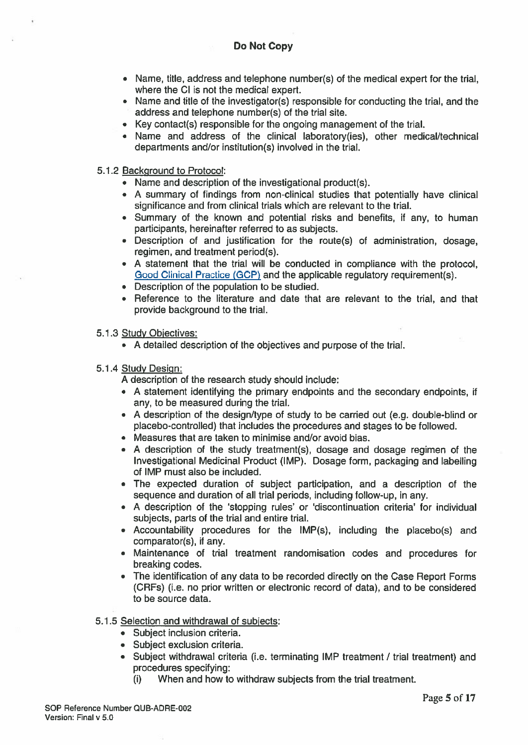- Name, title, address and telephone number(s) of the medical expert for the trial, where the CI is not the medical expert.
- Name and title of the investigator(s) responsible for conducting the trial, and the address and telephone number(s) of the trial site.
- Key contact(s) responsible for the ongoing management of the trial.
- Name and address of the clinical laboratory(ies), other medical/technical departments and/or institution(s) involved in the trial.

5.1.2 Background to Protocol:

- Name and description of the investigational product(s).
- A summary of findings from non-clinical studies that potentially have clinical significance and from clinical trials which are relevant to the trial.
- Summary of the known and potential risks and benefits, if any, to human participants, hereinafter referred to as subjects.
- Description of and justification for the route(s) of administration, dosage, regimen, and treatment period(s).
- A statement that the trial will be conducted in compliance with the protocol, Good Clinical Practice (GCP) and the applicable regulatory requirement(s).
- Description of the population to be studied.
- Reference to the literature and date that are relevant to the trial, and that provide background to the trial.

5.1.3 Study Objectives:

- A detailed description of the objectives and purpose of the trial.

5.1.4 Study Design:

A description of the research study should include:

- A statement identifying the primary endpoints and the secondary endpoints, if any, to be measured during the trial.
- A description of the design/type of study to be carried out (e.g. double-blind or placebo-controlled) that includes the procedures and stages to be followed.
- Measures that are taken to minimise and/or avoid bias.
- A description of the study treatment(s), dosage and dosage regimen of the Investigational Medicinal Product (IMP). Dosage form, packaging and labelling of IMP must also be included.
- The expected duration of subject participation, and a description of the sequence and duration of all trial periods, including follow-up, in any.
- A description of the 'stopping rules' or 'discontinuation criteria' for individual subjects, parts of the trial and entire trial.
- Accountability procedures for the IMP(s), including the placebo(s) and comparator(s), if any.
- Maintenance of trial treatment randomisation codes and procedures for breaking codes.
- The identification of any data to be recorded directly on the Case Report Forms (CRFs) (i.e. no prior written or electronic record of data), and to be considered to be source data.

5.1.5 Selection and withdrawal of subjects:

- Subject inclusion criteria.
- Subject exclusion criteria.
- Subject withdrawal criteria (i.e. terminating IMP treatment / trial treatment) and procedures specifying:
  - (i) When and how to withdraw subjects from the trial treatment.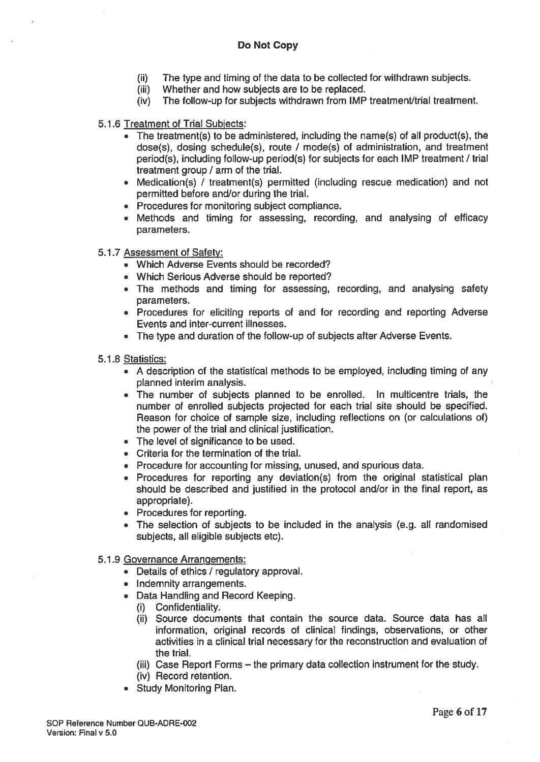(ii) The type and timing of the data to be collected for withdrawn subjects.
(iii) Whether and how subjects are to be replaced.
(iv) The follow-up for subjects withdrawn from IMP treatment/trial treatment.

5.1.6 Treatment of Trial Subjects:

- The treatment(s) to be administered, including the name(s) of all product(s), the dose(s), dosing schedule(s), route / mode(s) of administration, and treatment period(s), including follow-up period(s) for subjects for each IMP treatment / trial treatment group / arm of the trial.
- Medication(s) / treatment(s) permitted (including rescue medication) and not permitted before and/or during the trial.
- Procedures for monitoring subject compliance.
- Methods and timing for assessing, recording, and analysing of efficacy parameters.

5.1.7 Assessment of Safety:

- Which Adverse Events should be recorded?
- Which Serious Adverse should be reported?
- The methods and timing for assessing, recording, and analysing safety parameters.
- Procedures for eliciting reports of and for recording and reporting Adverse Events and inter-current illnesses.
- The type and duration of the follow-up of subjects after Adverse Events.

5.1.8 Statistics:

- A description of the statistical methods to be employed, including timing of any planned interim analysis.
- The number of subjects planned to be enrolled. In multicentre trials, the number of enrolled subjects projected for each trial site should be specified. Reason for choice of sample size, including reflections on (or calculations of) the power of the trial and clinical justification.
- The level of significance to be used.
- Criteria for the termination of the trial.
- Procedure for accounting for missing, unused, and spurious data.
- Procedures for reporting any deviation(s) from the original statistical plan should be described and justified in the protocol and/or in the final report, as appropriate).
- Procedures for reporting.
- The selection of subjects to be included in the analysis (e.g. all randomised subjects, all eligible subjects etc).

5.1.9 Governance Arrangements:

- Details of ethics / regulatory approval.
- Indemnity arrangements.
- Data Handling and Record Keeping.
  - (i) Confidentiality.
  - (ii) Source documents that contain the source data. Source data has all information, original records of clinical findings, observations, or other activities in a clinical trial necessary for the reconstruction and evaluation of the trial.
  - (iii) Case Report Forms – the primary data collection instrument for the study.
  - (iv) Record retention.
- Study Monitoring Plan.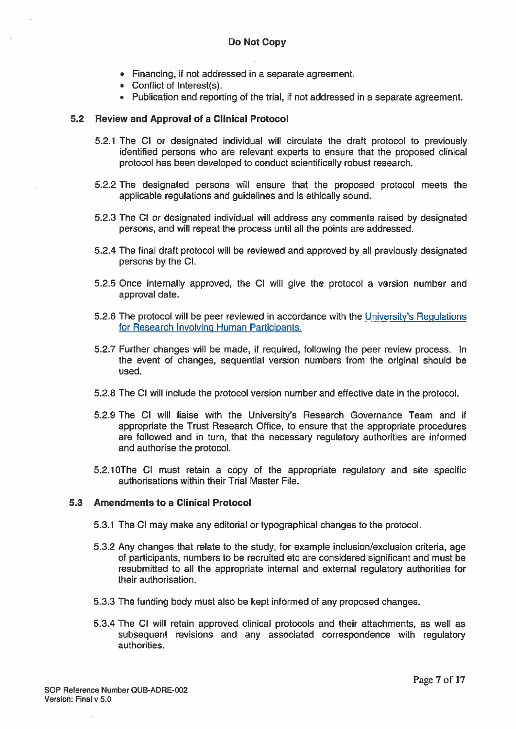- Financing, if not addressed in a separate agreement.
- Conflict of Interest(s).
- Publication and reporting of the trial, if not addressed in a separate agreement.

### 5.2 Review and Approval of a Clinical Protocol

5.2.1 The CI or designated individual will circulate the draft protocol to previously identified persons who are relevant experts to ensure that the proposed clinical protocol has been developed to conduct scientifically robust research.

5.2.2 The designated persons will ensure that the proposed protocol meets the applicable regulations and guidelines and is ethically sound.

5.2.3 The CI or designated individual will address any comments raised by designated persons, and will repeat the process until all the points are addressed.

5.2.4 The final draft protocol will be reviewed and approved by all previously designated persons by the CI.

5.2.5 Once internally approved, the CI will give the protocol a version number and approval date.

5.2.6 The protocol will be peer reviewed in accordance with the University's Regulations for Research Involving Human Participants.

5.2.7 Further changes will be made, if required, following the peer review process. In the event of changes, sequential version numbers from the original should be used.

5.2.8 The CI will include the protocol version number and effective date in the protocol.

5.2.9 The CI will liaise with the University's Research Governance Team and if appropriate the Trust Research Office, to ensure that the appropriate procedures are followed and in turn, that the necessary regulatory authorities are informed and authorise the protocol.

5.2.10 The CI must retain a copy of the appropriate regulatory and site specific authorisations within their Trial Master File.

### 5.3 Amendments to a Clinical Protocol

5.3.1 The CI may make any editorial or typographical changes to the protocol.

5.3.2 Any changes that relate to the study, for example inclusion/exclusion criteria, age of participants, numbers to be recruited etc are considered significant and must be resubmitted to all the appropriate internal and external regulatory authorities for their authorisation.

5.3.3 The funding body must also be kept informed of any proposed changes.

5.3.4 The CI will retain approved clinical protocols and their attachments, as well as subsequent revisions and any associated correspondence with regulatory authorities.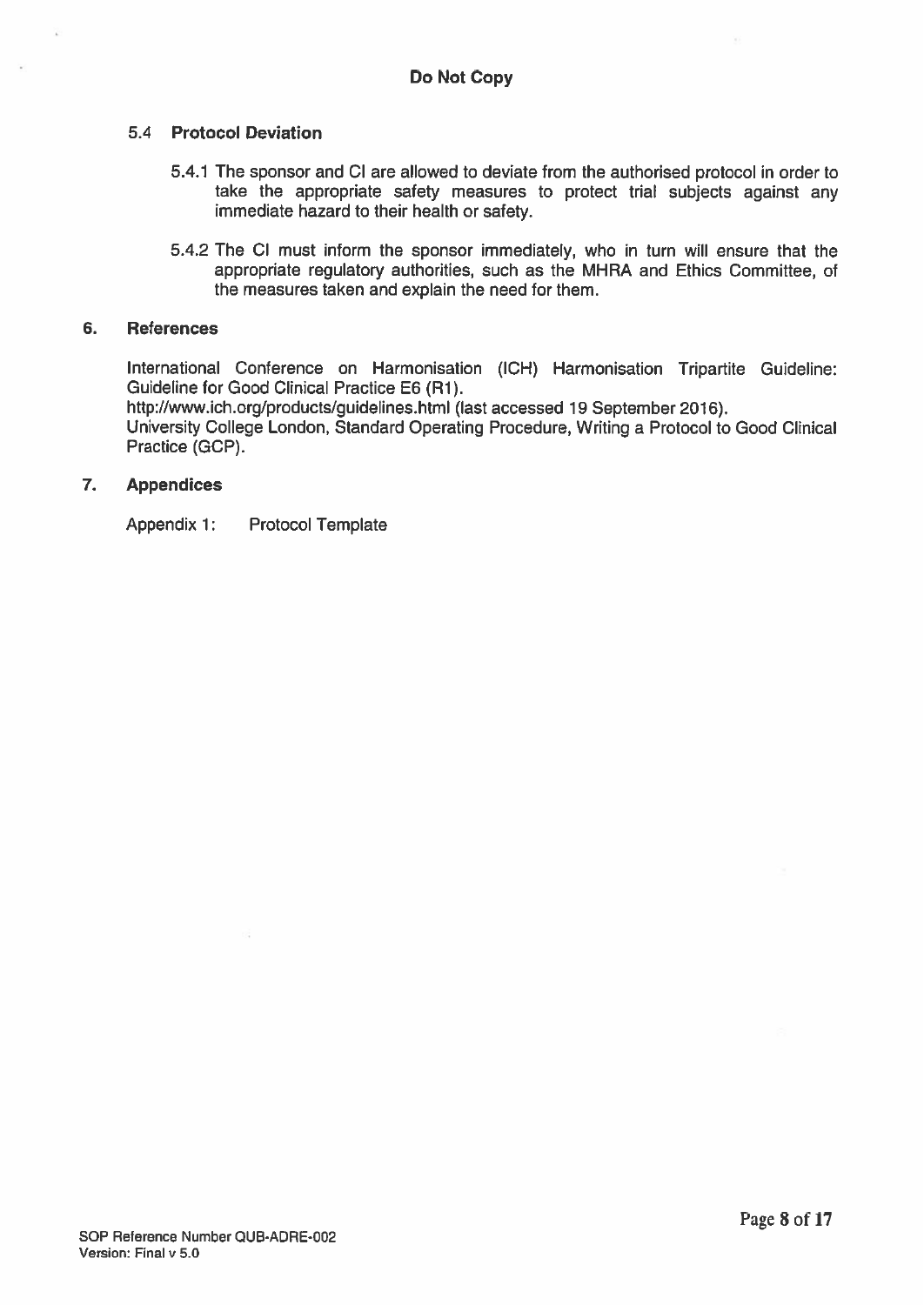### 5.4 Protocol Deviation

5.4.1 The sponsor and CI are allowed to deviate from the authorised protocol in order to take the appropriate safety measures to protect trial subjects against any immediate hazard to their health or safety.

5.4.2 The CI must inform the sponsor immediately, who in turn will ensure that the appropriate regulatory authorities, such as the MHRA and Ethics Committee, of the measures taken and explain the need for them.

## 6. References

International Conference on Harmonisation (ICH) Harmonisation Tripartite Guideline: Guideline for Good Clinical Practice E6 (R1).
http://www.ich.org/products/guidelines.html (last accessed 19 September 2016).
University College London, Standard Operating Procedure, Writing a Protocol to Good Clinical Practice (GCP).

## 7. Appendices

Appendix 1: Protocol Template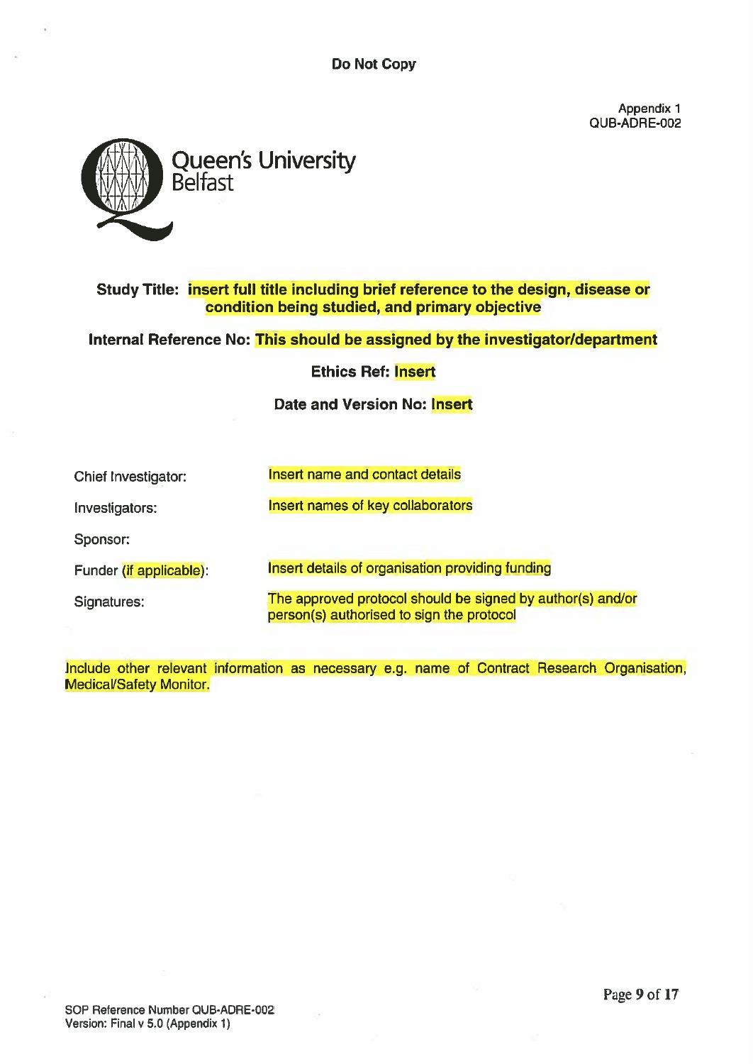Do Not Copy

Appendix 1
QUB-ADRE-002

Queen's University Belfast

**Study Title: insert full title including brief reference to the design, disease or condition being studied, and primary objective**

**Internal Reference No: This should be assigned by the investigator/department**

**Ethics Ref: Insert**

**Date and Version No: Insert**

| | |
|---|---|
| Chief Investigator: | Insert name and contact details |
| Investigators: | Insert names of key collaborators |
| Sponsor: | |
| Funder (if applicable): | Insert details of organisation providing funding |
| Signatures: | The approved protocol should be signed by author(s) and/or person(s) authorised to sign the protocol |

Include other relevant information as necessary e.g. name of Contract Research Organisation, Medical/Safety Monitor.

SOP Reference Number QUB-ADRE-002
Version: Final v 5.0 (Appendix 1)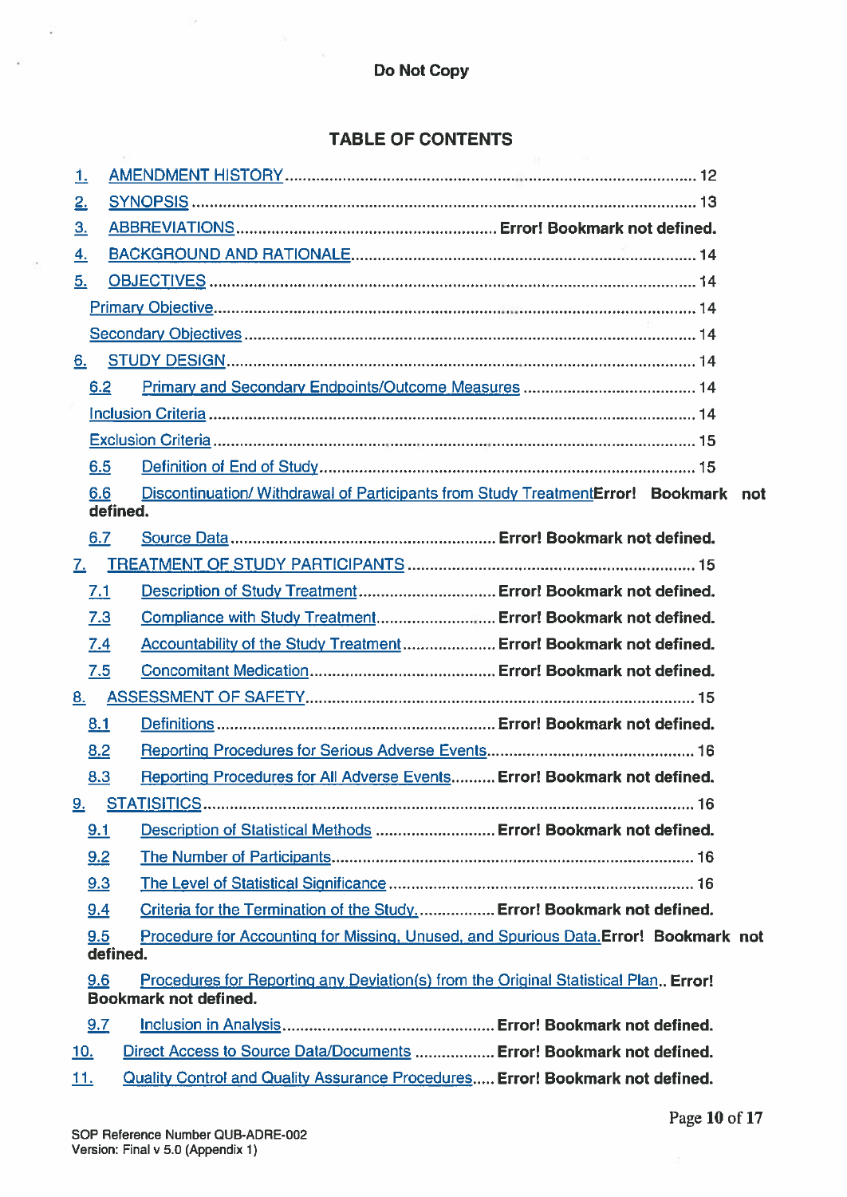Do Not Copy

## TABLE OF CONTENTS

1. AMENDMENT HISTORY ........................................................................................ 12
2. SYNOPSIS ............................................................................................................ 13
3. ABBREVIATIONS ................................................................ **Error! Bookmark not defined.**
4. BACKGROUND AND RATIONALE ............................................................................. 14
5. OBJECTIVES ........................................................................................................ 14
   - Primary Objective ............................................................................................ 14
   - Secondary Objectives ........................................................................................ 14
6. STUDY DESIGN ...................................................................................................... 14
   - 6.2 Primary and Secondary Endpoints/Outcome Measures ........................................ 14
   - Inclusion Criteria ............................................................................................. 14
   - Exclusion Criteria ............................................................................................ 15
   - 6.5 Definition of End of Study ............................................................................... 15
   - 6.6 Discontinuation/ Withdrawal of Participants from Study Treatment **Error! Bookmark not defined.**
   - 6.7 Source Data ................................................................ **Error! Bookmark not defined.**
7. TREATMENT OF STUDY PARTICIPANTS ..................................................................... 15
   - 7.1 Description of Study Treatment ................................ **Error! Bookmark not defined.**
   - 7.3 Compliance with Study Treatment ............................. **Error! Bookmark not defined.**
   - 7.4 Accountability of the Study Treatment ........................ **Error! Bookmark not defined.**
   - 7.5 Concomitant Medication ........................................... **Error! Bookmark not defined.**
8. ASSESSMENT OF SAFETY ......................................................................................... 15
   - 8.1 Definitions ............................................................... **Error! Bookmark not defined.**
   - 8.2 Reporting Procedures for Serious Adverse Events ........................................... 16
   - 8.3 Reporting Procedures for All Adverse Events .......... **Error! Bookmark not defined.**
9. STATISITICS ........................................................................................................... 16
   - 9.1 Description of Statistical Methods ............................ **Error! Bookmark not defined.**
   - 9.2 The Number of Participants ............................................................................ 16
   - 9.3 The Level of Statistical Significance ................................................................ 16
   - 9.4 Criteria for the Termination of the Study. ................. **Error! Bookmark not defined.**
   - 9.5 Procedure for Accounting for Missing, Unused, and Spurious Data. **Error! Bookmark not defined.**
   - 9.6 Procedures for Reporting any Deviation(s) from the Original Statistical Plan.. **Error! Bookmark not defined.**
   - 9.7 Inclusion in Analysis ................................................ **Error! Bookmark not defined.**
10. Direct Access to Source Data/Documents .................. **Error! Bookmark not defined.**
11. Quality Control and Quality Assurance Procedures ..... **Error! Bookmark not defined.**

SOP Reference Number QUB-ADRE-002
Version: Final v 5.0 (Appendix 1)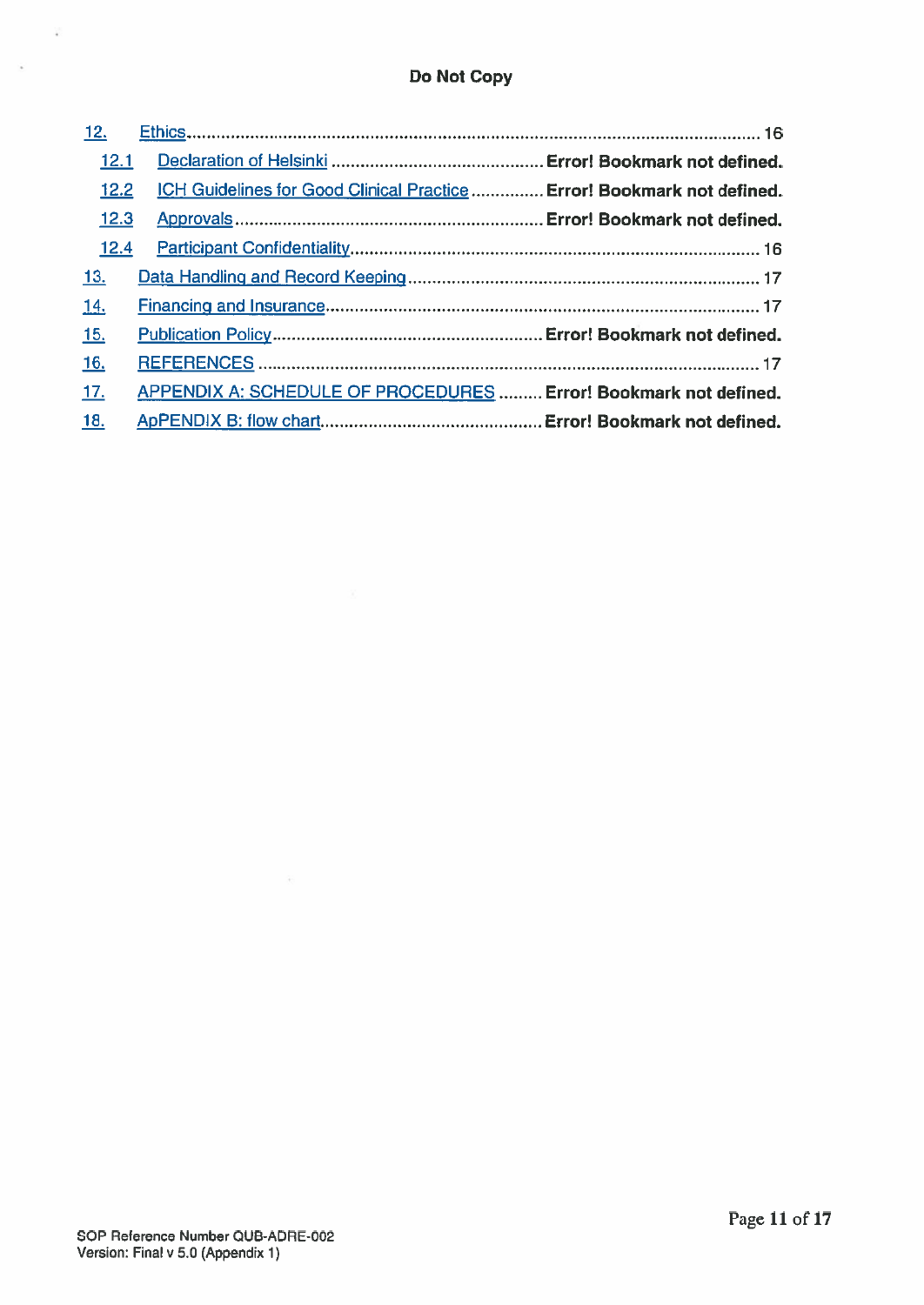**Do Not Copy**

12. Ethics ..................................................................................................................... 16
  12.1 Declaration of Helsinki ............................................ Error! Bookmark not defined.
  12.2 ICH Guidelines for Good Clinical Practice ............... Error! Bookmark not defined.
  12.3 Approvals ............................................................... Error! Bookmark not defined.
  12.4 Participant Confidentiality ..................................................................................... 16
13. Data Handling and Record Keeping ........................................................................ 17
14. Financing and Insurance ......................................................................................... 17
15. Publication Policy ...................................................... Error! Bookmark not defined.
16. REFERENCES ......................................................................................................... 17
17. APPENDIX A: SCHEDULE OF PROCEDURES ......... Error! Bookmark not defined.
18. ApPENDIX B: flow chart ............................................. Error! Bookmark not defined.

SOP Reference Number QUB-ADRE-002
Version: Final v 5.0 (Appendix 1)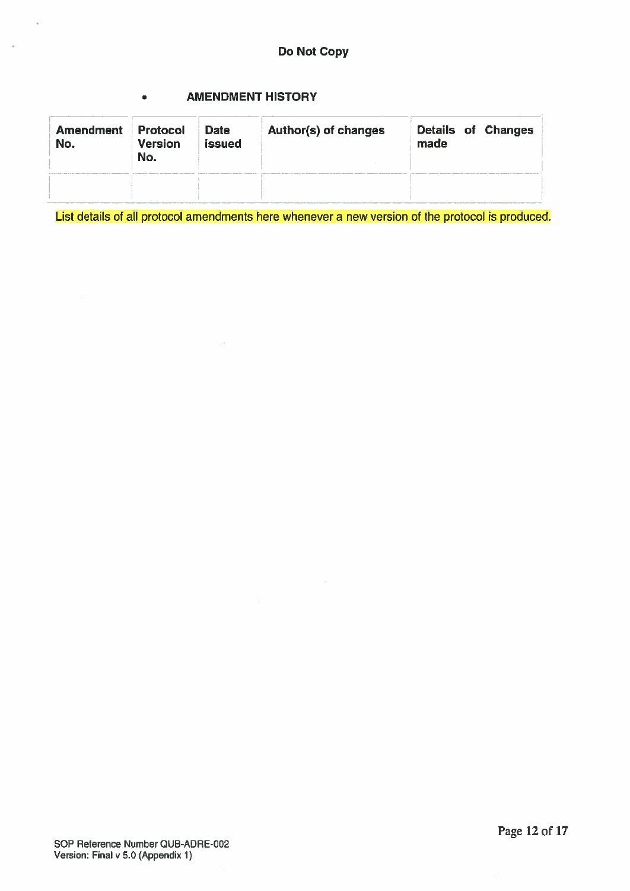Do Not Copy

- **AMENDMENT HISTORY**

| Amendment No. | Protocol Version No. | Date issued | Author(s) of changes | Details of Changes made |
| --- | --- | --- | --- | --- |
| | | | | |

List details of all protocol amendments here whenever a new version of the protocol is produced.

SOP Reference Number QUB-ADRE-002
Version: Final v 5.0 (Appendix 1)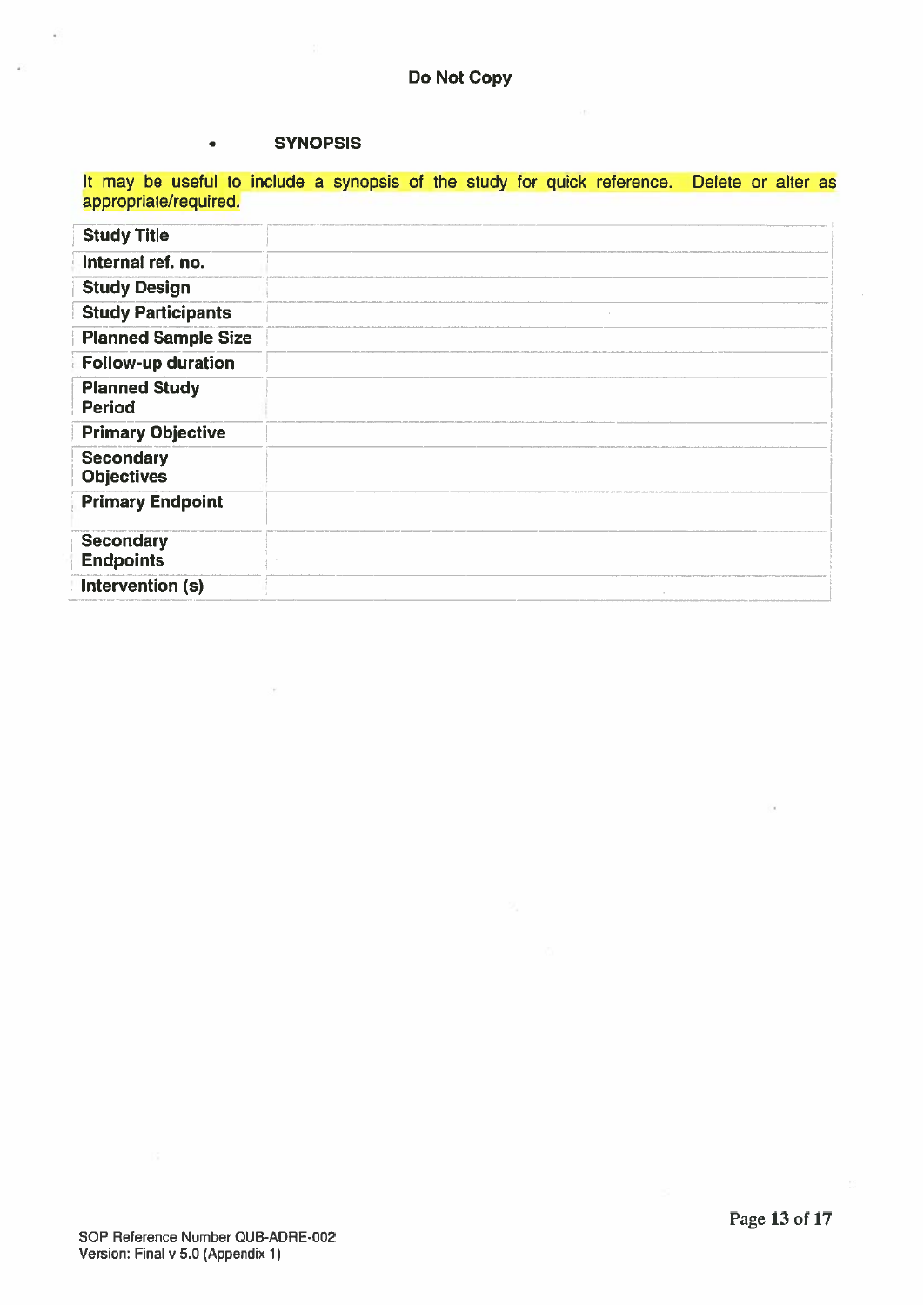- **SYNOPSIS**

It may be useful to include a synopsis of the study for quick reference. Delete or alter as appropriate/required.

| | |
|---|---|
| **Study Title** | |
| **Internal ref. no.** | |
| **Study Design** | |
| **Study Participants** | |
| **Planned Sample Size** | |
| **Follow-up duration** | |
| **Planned Study Period** | |
| **Primary Objective** | |
| **Secondary Objectives** | |
| **Primary Endpoint** | |
| **Secondary Endpoints** | |
| **Intervention (s)** | |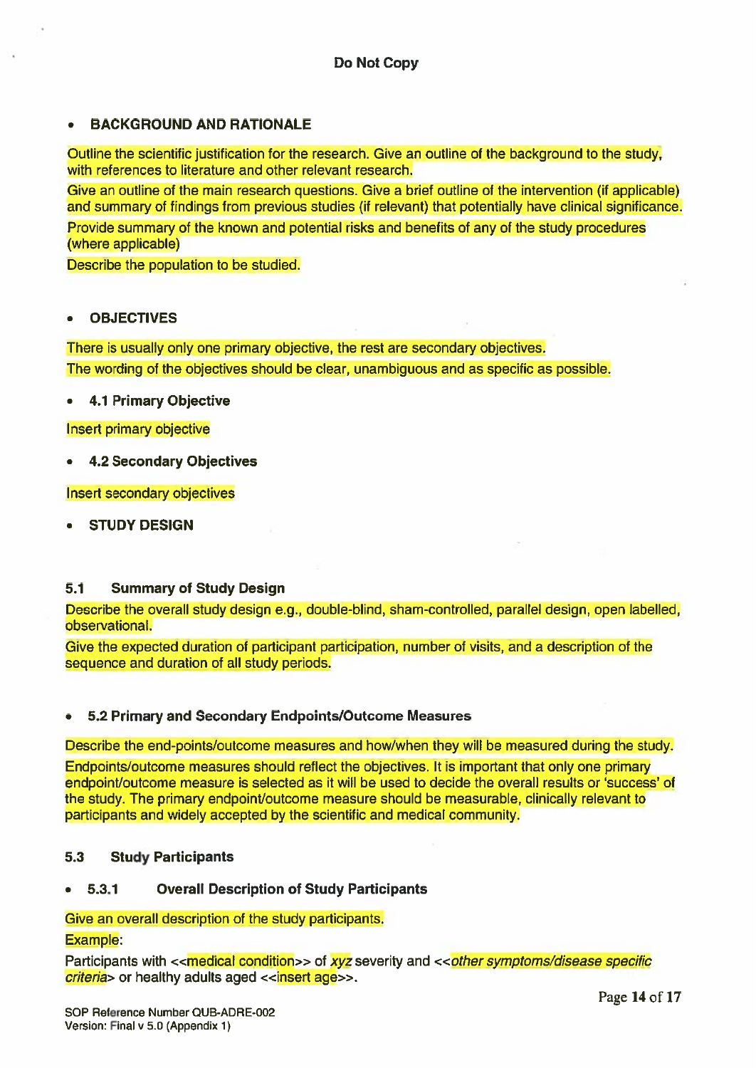Do Not Copy

- **BACKGROUND AND RATIONALE**

Outline the scientific justification for the research. Give an outline of the background to the study, with references to literature and other relevant research.

Give an outline of the main research questions. Give a brief outline of the intervention (if applicable) and summary of findings from previous studies (if relevant) that potentially have clinical significance.

Provide summary of the known and potential risks and benefits of any of the study procedures (where applicable)

Describe the population to be studied.

- **OBJECTIVES**

There is usually only one primary objective, the rest are secondary objectives.

The wording of the objectives should be clear, unambiguous and as specific as possible.

- **4.1 Primary Objective**

Insert primary objective

- **4.2 Secondary Objectives**

Insert secondary objectives

- **STUDY DESIGN**

**5.1 Summary of Study Design**

Describe the overall study design e.g., double-blind, sham-controlled, parallel design, open labelled, observational.

Give the expected duration of participant participation, number of visits, and a description of the sequence and duration of all study periods.

- **5.2 Primary and Secondary Endpoints/Outcome Measures**

Describe the end-points/outcome measures and how/when they will be measured during the study.

Endpoints/outcome measures should reflect the objectives. It is important that only one primary endpoint/outcome measure is selected as it will be used to decide the overall results or 'success' of the study. The primary endpoint/outcome measure should be measurable, clinically relevant to participants and widely accepted by the scientific and medical community.

**5.3 Study Participants**

- **5.3.1 Overall Description of Study Participants**

Give an overall description of the study participants.

Example:

Participants with <<medical condition>> of *xyz* severity and <<*other symptoms/disease specific criteria*> or healthy adults aged <<insert age>>.

SOP Reference Number QUB-ADRE-002
Version: Final v 5.0 (Appendix 1)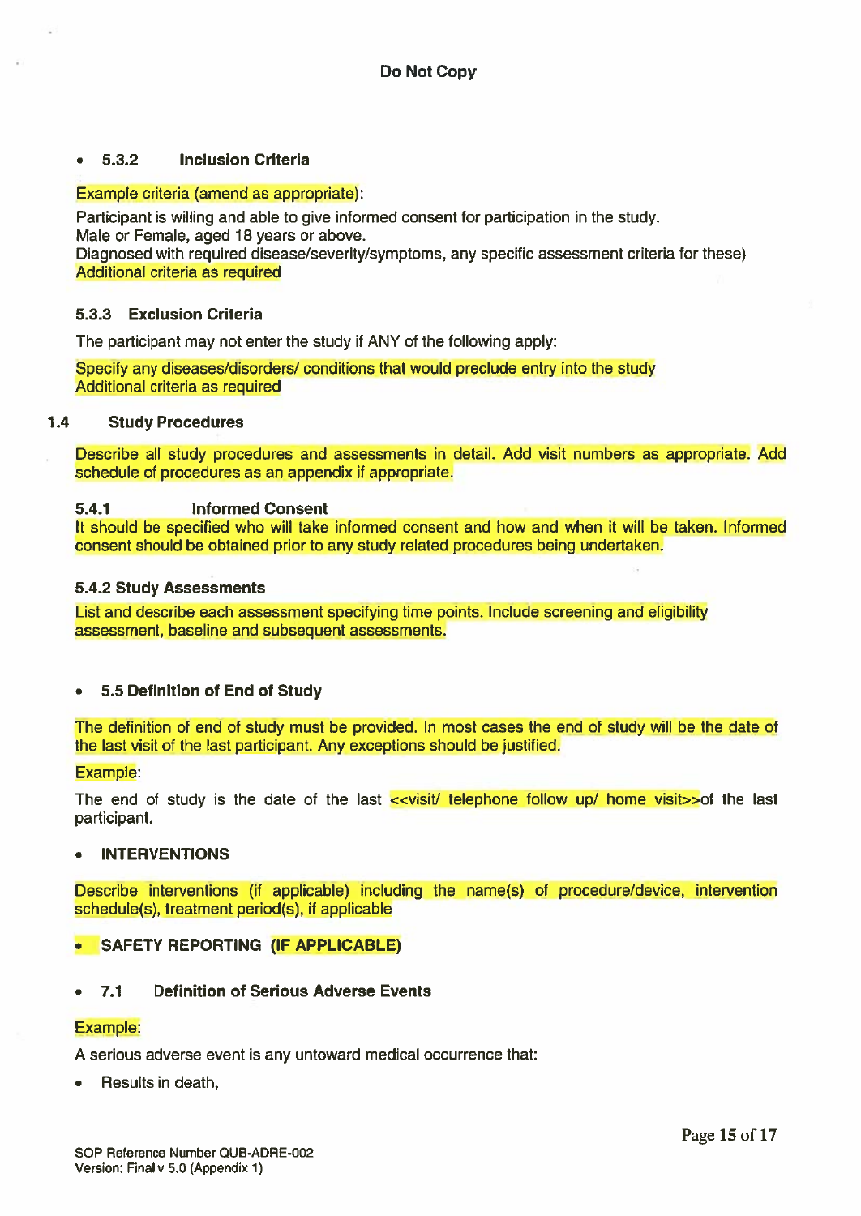**Do Not Copy**

- **5.3.2 Inclusion Criteria**

Example criteria (amend as appropriate):

Participant is willing and able to give informed consent for participation in the study.
Male or Female, aged 18 years or above.
Diagnosed with required disease/severity/symptoms, any specific assessment criteria for these)
Additional criteria as required

### 5.3.3 Exclusion Criteria

The participant may not enter the study if ANY of the following apply:

Specify any diseases/disorders/ conditions that would preclude entry into the study
Additional criteria as required

## 1.4 Study Procedures

Describe all study procedures and assessments in detail. Add visit numbers as appropriate. Add schedule of procedures as an appendix if appropriate.

### 5.4.1 Informed Consent

It should be specified who will take informed consent and how and when it will be taken. Informed consent should be obtained prior to any study related procedures being undertaken.

### 5.4.2 Study Assessments

List and describe each assessment specifying time points. Include screening and eligibility assessment, baseline and subsequent assessments.

- **5.5 Definition of End of Study**

The definition of end of study must be provided. In most cases the end of study will be the date of the last visit of the last participant. Any exceptions should be justified.

Example:

The end of study is the date of the last <<visit/ telephone follow up/ home visit>>of the last participant.

- **INTERVENTIONS**

Describe interventions (if applicable) including the name(s) of procedure/device, intervention schedule(s), treatment period(s), if applicable

- **SAFETY REPORTING (IF APPLICABLE)**

- **7.1 Definition of Serious Adverse Events**

Example:

A serious adverse event is any untoward medical occurrence that:

- Results in death,

SOP Reference Number QUB-ADRE-002
Version: Final v 5.0 (Appendix 1)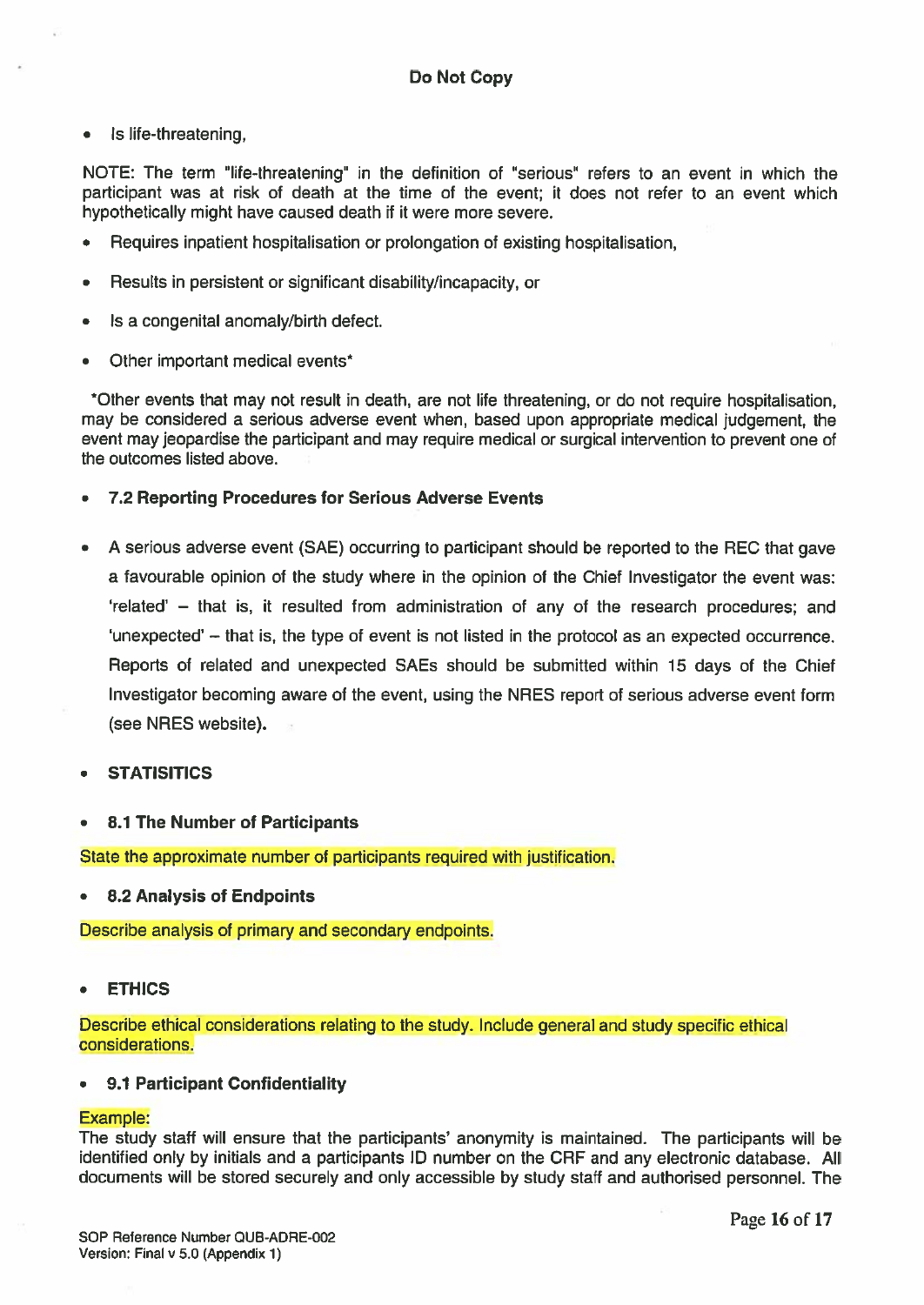**Do Not Copy**

- Is life-threatening,

NOTE: The term "life-threatening" in the definition of "serious" refers to an event in which the participant was at risk of death at the time of the event; it does not refer to an event which hypothetically might have caused death if it were more severe.

- Requires inpatient hospitalisation or prolongation of existing hospitalisation,
- Results in persistent or significant disability/incapacity, or
- Is a congenital anomaly/birth defect.
- Other important medical events*

*Other events that may not result in death, are not life threatening, or do not require hospitalisation, may be considered a serious adverse event when, based upon appropriate medical judgement, the event may jeopardise the participant and may require medical or surgical intervention to prevent one of the outcomes listed above.

- **7.2 Reporting Procedures for Serious Adverse Events**

- A serious adverse event (SAE) occurring to participant should be reported to the REC that gave a favourable opinion of the study where in the opinion of the Chief Investigator the event was: 'related' – that is, it resulted from administration of any of the research procedures; and 'unexpected' – that is, the type of event is not listed in the protocol as an expected occurrence. Reports of related and unexpected SAEs should be submitted within 15 days of the Chief Investigator becoming aware of the event, using the NRES report of serious adverse event form (see NRES website).

- **STATISITICS**

- **8.1 The Number of Participants**

State the approximate number of participants required with justification.

- **8.2 Analysis of Endpoints**

Describe analysis of primary and secondary endpoints.

- **ETHICS**

Describe ethical considerations relating to the study. Include general and study specific ethical considerations.

- **9.1 Participant Confidentiality**

Example:
The study staff will ensure that the participants' anonymity is maintained. The participants will be identified only by initials and a participants ID number on the CRF and any electronic database. All documents will be stored securely and only accessible by study staff and authorised personnel. The

SOP Reference Number QUB-ADRE-002
Version: Final v 5.0 (Appendix 1)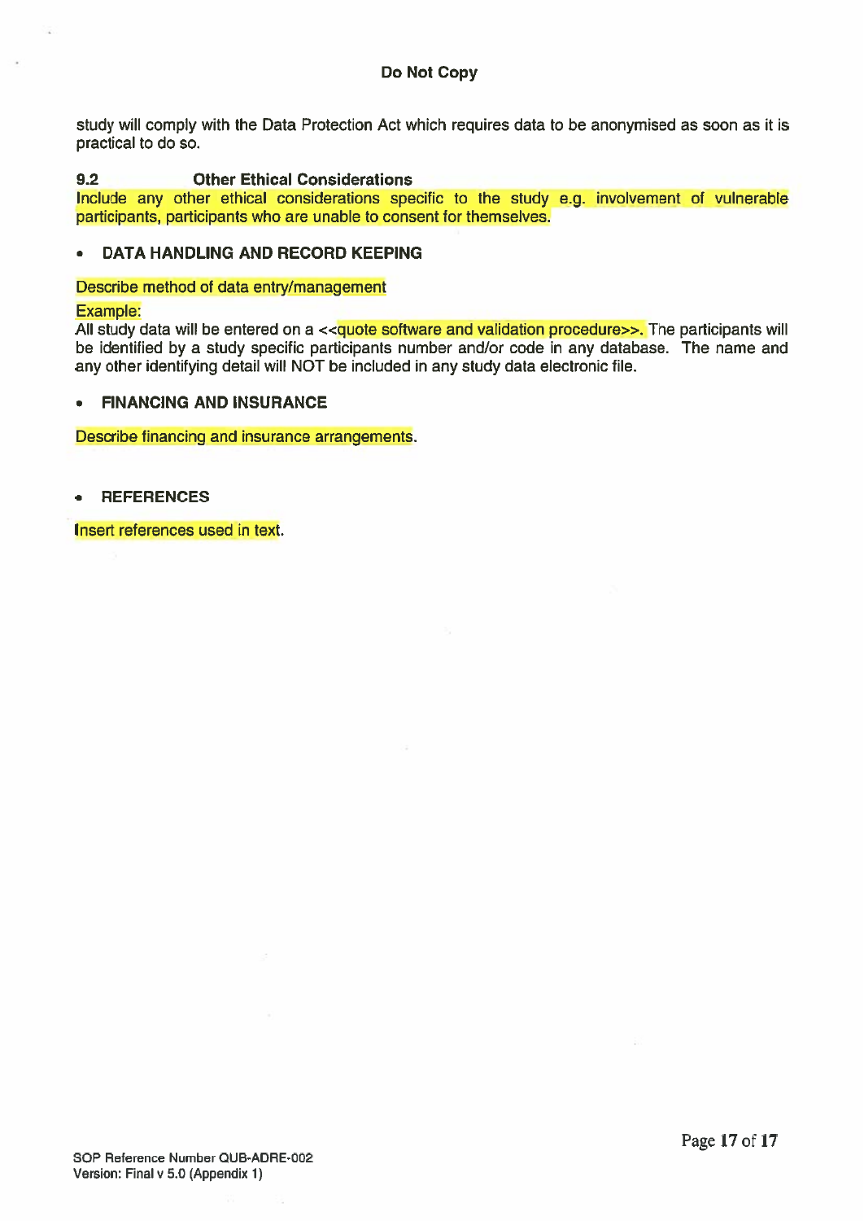study will comply with the Data Protection Act which requires data to be anonymised as soon as it is practical to do so.

### 9.2 Other Ethical Considerations

Include any other ethical considerations specific to the study e.g. involvement of vulnerable participants, participants who are unable to consent for themselves.

- **DATA HANDLING AND RECORD KEEPING**

Describe method of data entry/management

Example:

All study data will be entered on a <<quote software and validation procedure>>. The participants will be identified by a study specific participants number and/or code in any database. The name and any other identifying detail will NOT be included in any study data electronic file.

- **FINANCING AND INSURANCE**

Describe financing and insurance arrangements.

- **REFERENCES**

Insert references used in text.